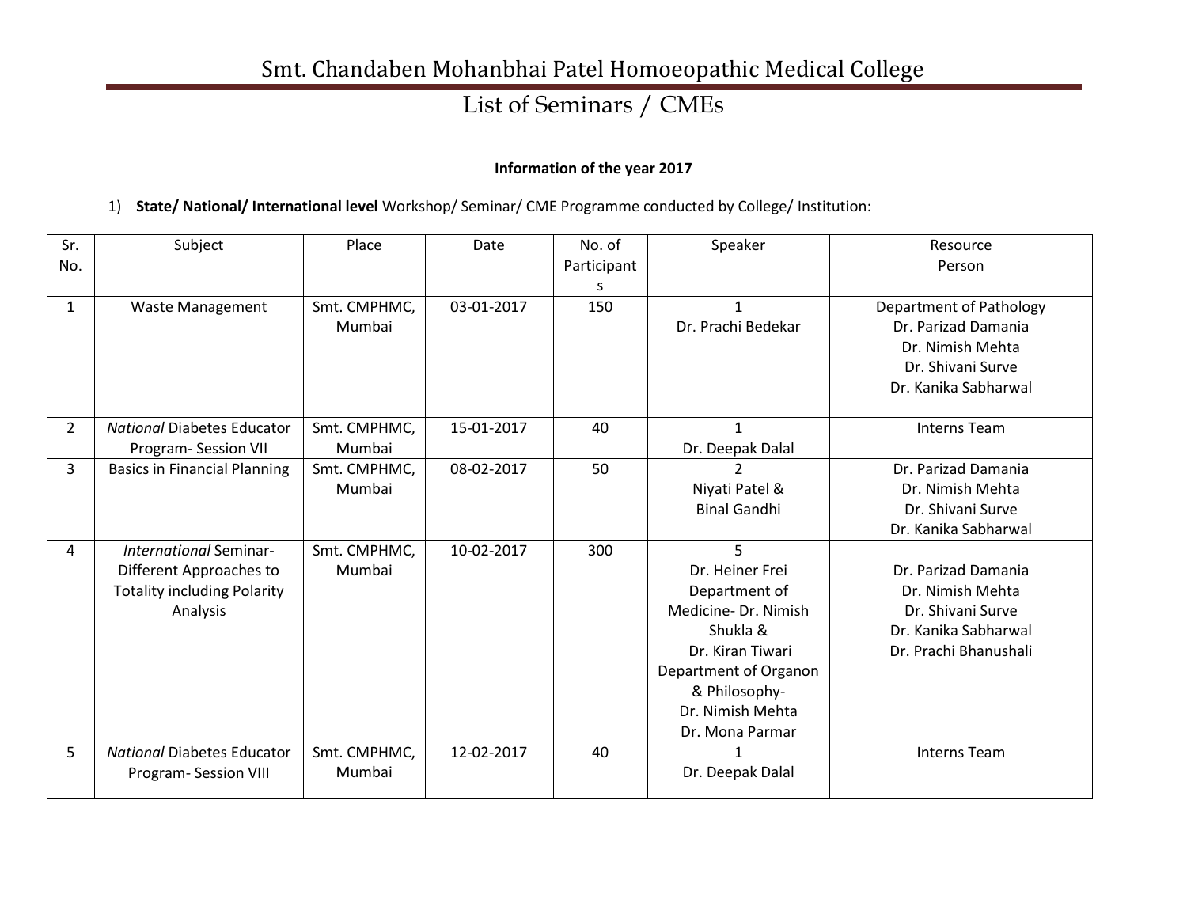# Smt. Chandaben Mohanbhai Patel Homoeopathic Medical College

## List of Seminars / CMEs

**Information of the year 2017**

1) **State/ National/ International level** Workshop/ Seminar/ CME Programme conducted by College/ Institution:

| Sr. No. | Subject | Place | Date | No. of Participants | Speaker | Resource Person |
|---|---|---|---|---|---|---|
| 1 | Waste Management | Smt. CMPHMC, Mumbai | 03-01-2017 | 150 | 1<br>Dr. Prachi Bedekar | Department of Pathology<br>Dr. Parizad Damania<br>Dr. Nimish Mehta<br>Dr. Shivani Surve<br>Dr. Kanika Sabharwal |
| 2 | *National* Diabetes Educator Program- Session VII | Smt. CMPHMC, Mumbai | 15-01-2017 | 40 | 1<br>Dr. Deepak Dalal | Interns Team |
| 3 | Basics in Financial Planning | Smt. CMPHMC, Mumbai | 08-02-2017 | 50 | 2<br>Niyati Patel &<br>Binal Gandhi | Dr. Parizad Damania<br>Dr. Nimish Mehta<br>Dr. Shivani Surve<br>Dr. Kanika Sabharwal |
| 4 | *International* Seminar- Different Approaches to Totality including Polarity Analysis | Smt. CMPHMC, Mumbai | 10-02-2017 | 300 | 5<br>Dr. Heiner Frei<br>Department of Medicine- Dr. Nimish Shukla &<br>Dr. Kiran Tiwari<br>Department of Organon & Philosophy-<br>Dr. Nimish Mehta<br>Dr. Mona Parmar | Dr. Parizad Damania<br>Dr. Nimish Mehta<br>Dr. Shivani Surve<br>Dr. Kanika Sabharwal<br>Dr. Prachi Bhanushali |
| 5 | *National* Diabetes Educator Program- Session VIII | Smt. CMPHMC, Mumbai | 12-02-2017 | 40 | 1<br>Dr. Deepak Dalal | Interns Team |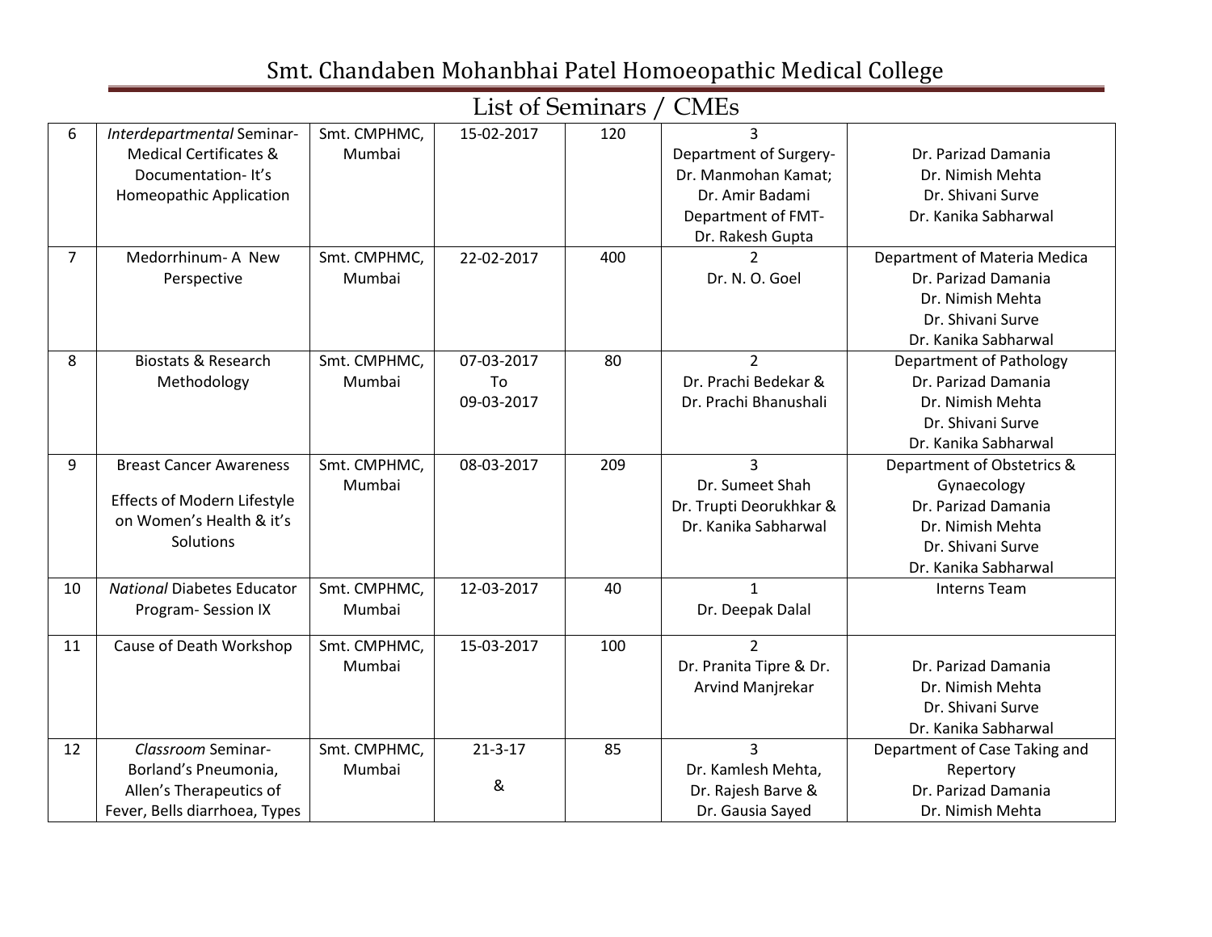# Smt. Chandaben Mohanbhai Patel Homoeopathic Medical College

## List of Seminars / CMEs

| | | | | | | |
|---|---|---|---|---|---|---|
| 6 | *Interdepartmental* Seminar- Medical Certificates & Documentation- It's Homeopathic Application | Smt. CMPHMC, Mumbai | 15-02-2017 | 120 | 3<br>Department of Surgery- Dr. Manmohan Kamat; Dr. Amir Badami<br>Department of FMT- Dr. Rakesh Gupta | Dr. Parizad Damania<br>Dr. Nimish Mehta<br>Dr. Shivani Surve<br>Dr. Kanika Sabharwal |
| 7 | Medorrhinum- A New Perspective | Smt. CMPHMC, Mumbai | 22-02-2017 | 400 | 2<br>Dr. N. O. Goel | Department of Materia Medica<br>Dr. Parizad Damania<br>Dr. Nimish Mehta<br>Dr. Shivani Surve<br>Dr. Kanika Sabharwal |
| 8 | Biostats & Research Methodology | Smt. CMPHMC, Mumbai | 07-03-2017 To 09-03-2017 | 80 | 2<br>Dr. Prachi Bedekar & Dr. Prachi Bhanushali | Department of Pathology<br>Dr. Parizad Damania<br>Dr. Nimish Mehta<br>Dr. Shivani Surve<br>Dr. Kanika Sabharwal |
| 9 | Breast Cancer Awareness<br>Effects of Modern Lifestyle on Women's Health & it's Solutions | Smt. CMPHMC, Mumbai | 08-03-2017 | 209 | 3<br>Dr. Sumeet Shah<br>Dr. Trupti Deorukhkhar & Dr. Kanika Sabharwal | Department of Obstetrics & Gynaecology<br>Dr. Parizad Damania<br>Dr. Nimish Mehta<br>Dr. Shivani Surve<br>Dr. Kanika Sabharwal |
| 10 | *National* Diabetes Educator Program- Session IX | Smt. CMPHMC, Mumbai | 12-03-2017 | 40 | 1<br>Dr. Deepak Dalal | Interns Team |
| 11 | Cause of Death Workshop | Smt. CMPHMC, Mumbai | 15-03-2017 | 100 | 2<br>Dr. Pranita Tipre & Dr. Arvind Manjrekar | Dr. Parizad Damania<br>Dr. Nimish Mehta<br>Dr. Shivani Surve<br>Dr. Kanika Sabharwal |
| 12 | *Classroom* Seminar- Borland's Pneumonia, Allen's Therapeutics of Fever, Bells diarrhoea, Types | Smt. CMPHMC, Mumbai | 21-3-17<br>& | 85 | 3<br>Dr. Kamlesh Mehta, Dr. Rajesh Barve & Dr. Gausia Sayed | Department of Case Taking and Repertory<br>Dr. Parizad Damania<br>Dr. Nimish Mehta |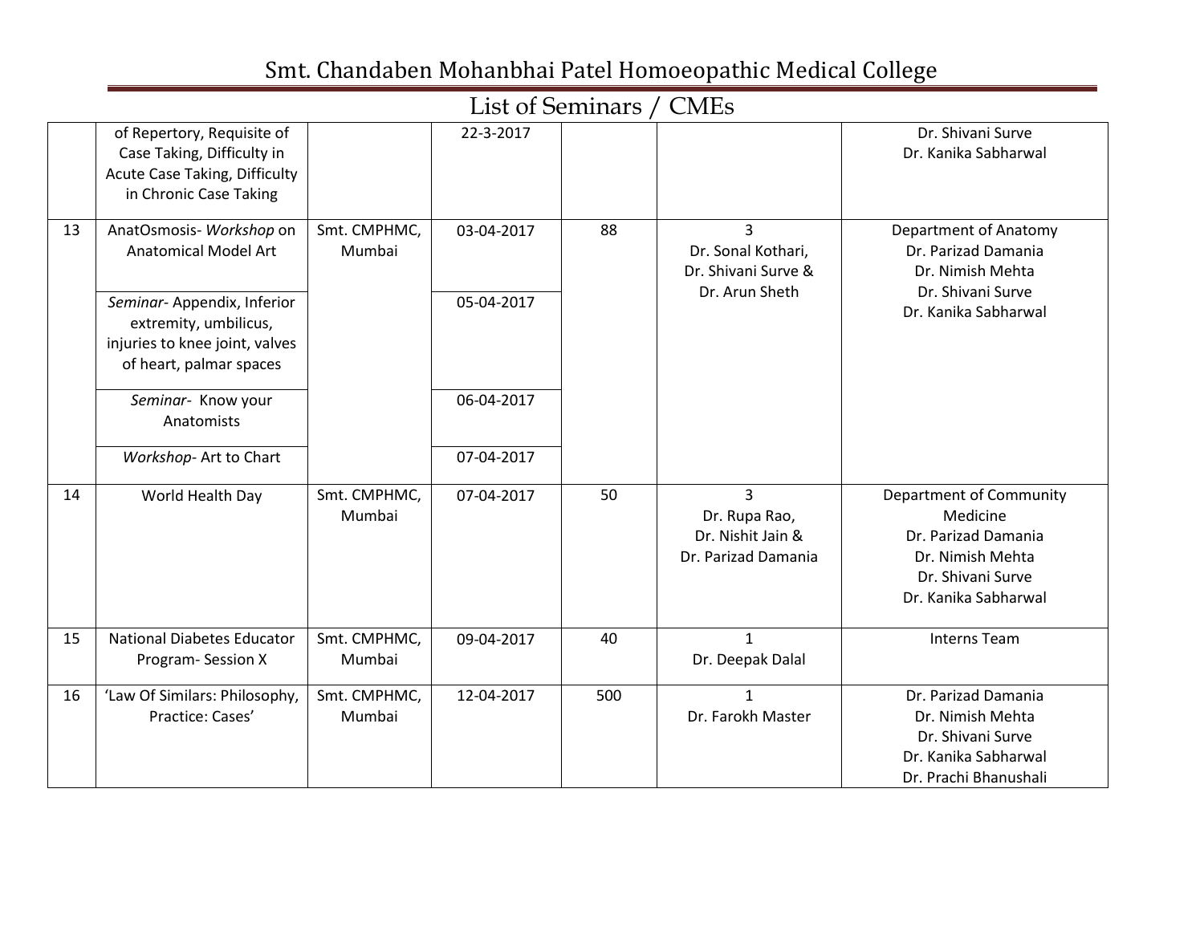# Smt. Chandaben Mohanbhai Patel Homoeopathic Medical College

## List of Seminars / CMEs

| | | | | | | |
|---|---|---|---|---|---|---|
| | of Repertory, Requisite of Case Taking, Difficulty in Acute Case Taking, Difficulty in Chronic Case Taking | | 22-3-2017 | | | Dr. Shivani Surve<br>Dr. Kanika Sabharwal |
| 13 | AnatOsmosis- *Workshop* on Anatomical Model Art | Smt. CMPHMC, Mumbai | 03-04-2017 | 88 | 3<br>Dr. Sonal Kothari,<br>Dr. Shivani Surve &<br>Dr. Arun Sheth | Department of Anatomy<br>Dr. Parizad Damania<br>Dr. Nimish Mehta<br>Dr. Shivani Surve<br>Dr. Kanika Sabharwal |
| | *Seminar*- Appendix, Inferior extremity, umbilicus, injuries to knee joint, valves of heart, palmar spaces | | 05-04-2017 | | | |
| | *Seminar*- Know your Anatomists | | 06-04-2017 | | | |
| | *Workshop*- Art to Chart | | 07-04-2017 | | | |
| 14 | World Health Day | Smt. CMPHMC, Mumbai | 07-04-2017 | 50 | 3<br>Dr. Rupa Rao,<br>Dr. Nishit Jain &<br>Dr. Parizad Damania | Department of Community Medicine<br>Dr. Parizad Damania<br>Dr. Nimish Mehta<br>Dr. Shivani Surve<br>Dr. Kanika Sabharwal |
| 15 | National Diabetes Educator Program- Session X | Smt. CMPHMC, Mumbai | 09-04-2017 | 40 | 1<br>Dr. Deepak Dalal | Interns Team |
| 16 | 'Law Of Similars: Philosophy, Practice: Cases' | Smt. CMPHMC, Mumbai | 12-04-2017 | 500 | 1<br>Dr. Farokh Master | Dr. Parizad Damania<br>Dr. Nimish Mehta<br>Dr. Shivani Surve<br>Dr. Kanika Sabharwal<br>Dr. Prachi Bhanushali |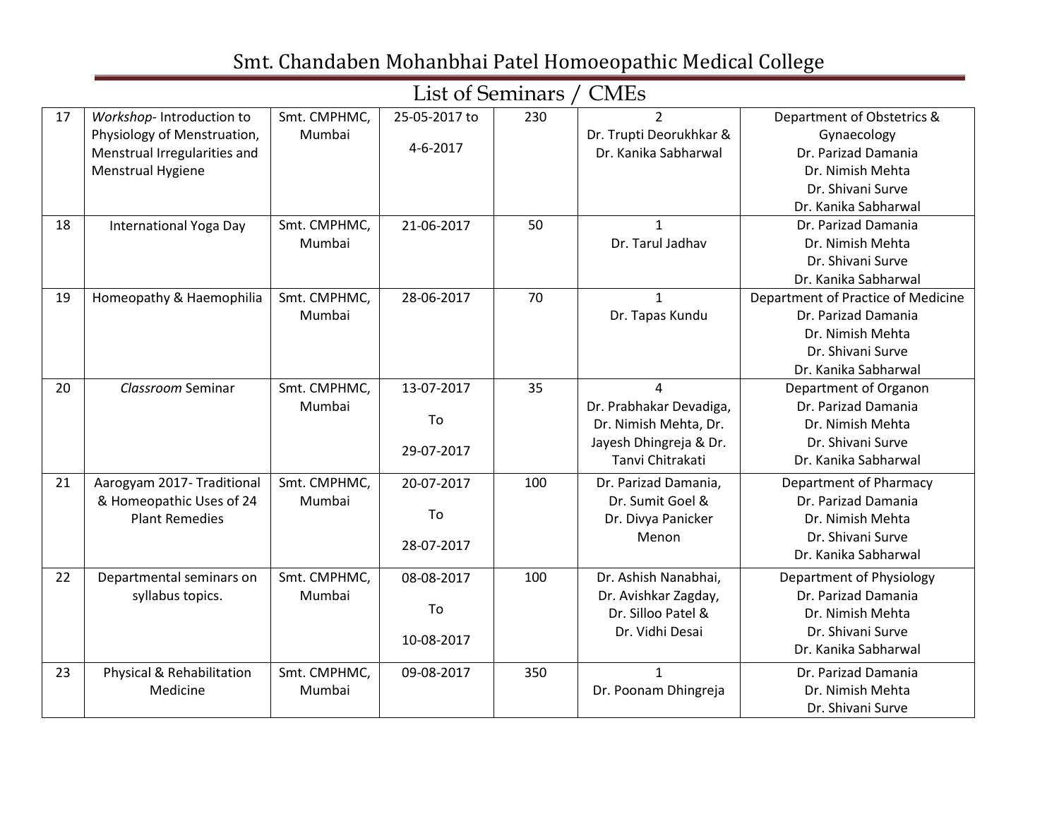# Smt. Chandaben Mohanbhai Patel Homoeopathic Medical College

## List of Seminars / CMEs

| | | | | | | |
|---|---|---|---|---|---|---|
| 17 | *Workshop*- Introduction to Physiology of Menstruation, Menstrual Irregularities and Menstrual Hygiene | Smt. CMPHMC, Mumbai | 25-05-2017 to 4-6-2017 | 230 | 2 Dr. Trupti Deorukhkar & Dr. Kanika Sabharwal | Department of Obstetrics & Gynaecology Dr. Parizad Damania Dr. Nimish Mehta Dr. Shivani Surve Dr. Kanika Sabharwal |
| 18 | International Yoga Day | Smt. CMPHMC, Mumbai | 21-06-2017 | 50 | 1 Dr. Tarul Jadhav | Dr. Parizad Damania Dr. Nimish Mehta Dr. Shivani Surve Dr. Kanika Sabharwal |
| 19 | Homeopathy & Haemophilia | Smt. CMPHMC, Mumbai | 28-06-2017 | 70 | 1 Dr. Tapas Kundu | Department of Practice of Medicine Dr. Parizad Damania Dr. Nimish Mehta Dr. Shivani Surve Dr. Kanika Sabharwal |
| 20 | *Classroom* Seminar | Smt. CMPHMC, Mumbai | 13-07-2017 To 29-07-2017 | 35 | 4 Dr. Prabhakar Devadiga, Dr. Nimish Mehta, Dr. Jayesh Dhingreja & Dr. Tanvi Chitrakati | Department of Organon Dr. Parizad Damania Dr. Nimish Mehta Dr. Shivani Surve Dr. Kanika Sabharwal |
| 21 | Aarogyam 2017- Traditional & Homeopathic Uses of 24 Plant Remedies | Smt. CMPHMC, Mumbai | 20-07-2017 To 28-07-2017 | 100 | Dr. Parizad Damania, Dr. Sumit Goel & Dr. Divya Panicker Menon | Department of Pharmacy Dr. Parizad Damania Dr. Nimish Mehta Dr. Shivani Surve Dr. Kanika Sabharwal |
| 22 | Departmental seminars on syllabus topics. | Smt. CMPHMC, Mumbai | 08-08-2017 To 10-08-2017 | 100 | Dr. Ashish Nanabhai, Dr. Avishkar Zagday, Dr. Silloo Patel & Dr. Vidhi Desai | Department of Physiology Dr. Parizad Damania Dr. Nimish Mehta Dr. Shivani Surve Dr. Kanika Sabharwal |
| 23 | Physical & Rehabilitation Medicine | Smt. CMPHMC, Mumbai | 09-08-2017 | 350 | 1 Dr. Poonam Dhingreja | Dr. Parizad Damania Dr. Nimish Mehta Dr. Shivani Surve |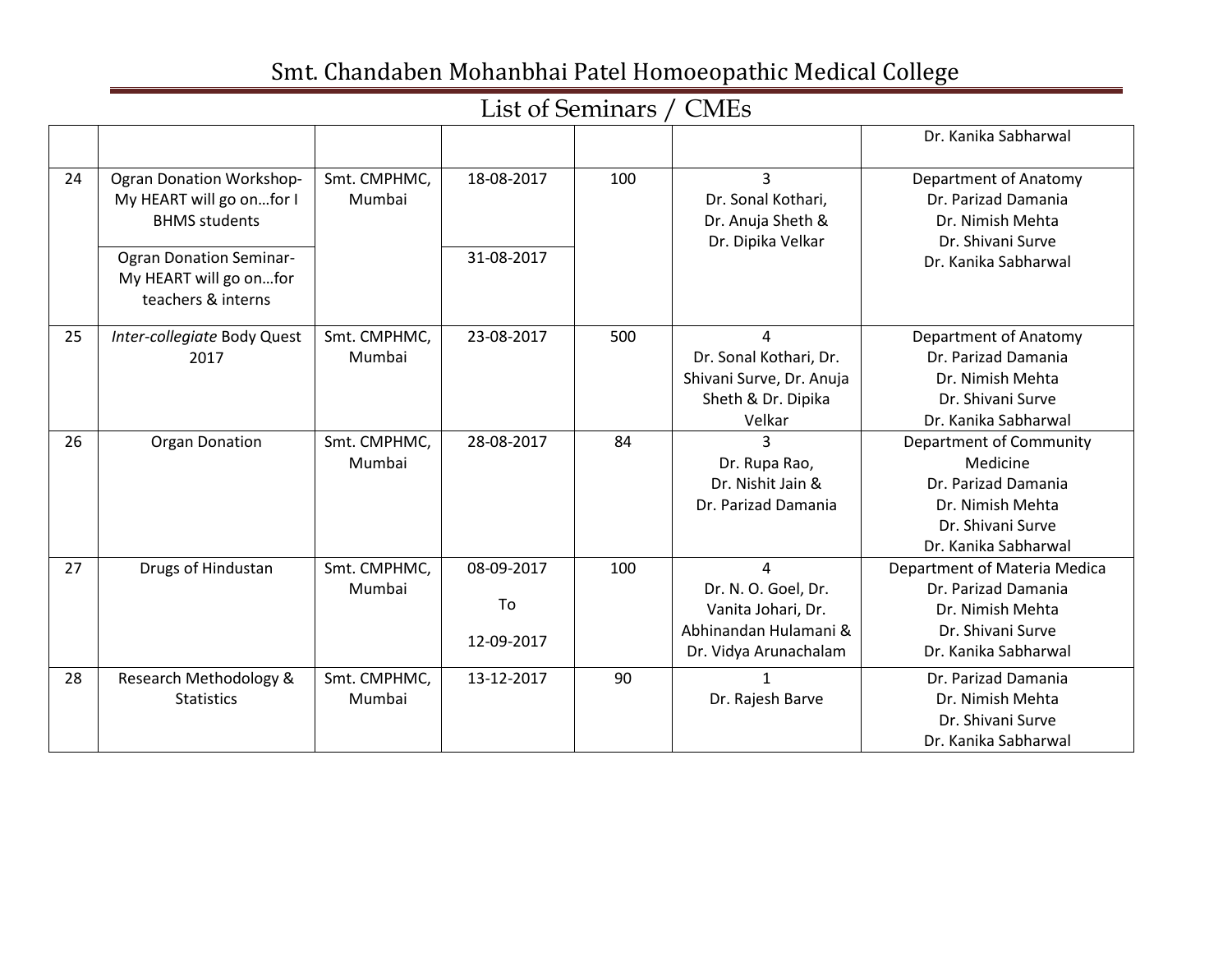# Smt. Chandaben Mohanbhai Patel Homoeopathic Medical College

## List of Seminars / CMEs

| | | | | | | |
|---|---|---|---|---|---|---|
| | | | | | | Dr. Kanika Sabharwal |
| 24 | Ogran Donation Workshop-My HEART will go on…for I BHMS students | Smt. CMPHMC, Mumbai | 18-08-2017 | 100 | 3 Dr. Sonal Kothari, Dr. Anuja Sheth & Dr. Dipika Velkar | Department of Anatomy Dr. Parizad Damania Dr. Nimish Mehta Dr. Shivani Surve Dr. Kanika Sabharwal |
| | Ogran Donation Seminar-My HEART will go on…for teachers & interns | | 31-08-2017 | | | |
| 25 | *Inter-collegiate* Body Quest 2017 | Smt. CMPHMC, Mumbai | 23-08-2017 | 500 | 4 Dr. Sonal Kothari, Dr. Shivani Surve, Dr. Anuja Sheth & Dr. Dipika Velkar | Department of Anatomy Dr. Parizad Damania Dr. Nimish Mehta Dr. Shivani Surve Dr. Kanika Sabharwal |
| 26 | Organ Donation | Smt. CMPHMC, Mumbai | 28-08-2017 | 84 | 3 Dr. Rupa Rao, Dr. Nishit Jain & Dr. Parizad Damania | Department of Community Medicine Dr. Parizad Damania Dr. Nimish Mehta Dr. Shivani Surve Dr. Kanika Sabharwal |
| 27 | Drugs of Hindustan | Smt. CMPHMC, Mumbai | 08-09-2017 To 12-09-2017 | 100 | 4 Dr. N. O. Goel, Dr. Vanita Johari, Dr. Abhinandan Hulamani & Dr. Vidya Arunachalam | Department of Materia Medica Dr. Parizad Damania Dr. Nimish Mehta Dr. Shivani Surve Dr. Kanika Sabharwal |
| 28 | Research Methodology & Statistics | Smt. CMPHMC, Mumbai | 13-12-2017 | 90 | 1 Dr. Rajesh Barve | Dr. Parizad Damania Dr. Nimish Mehta Dr. Shivani Surve Dr. Kanika Sabharwal |